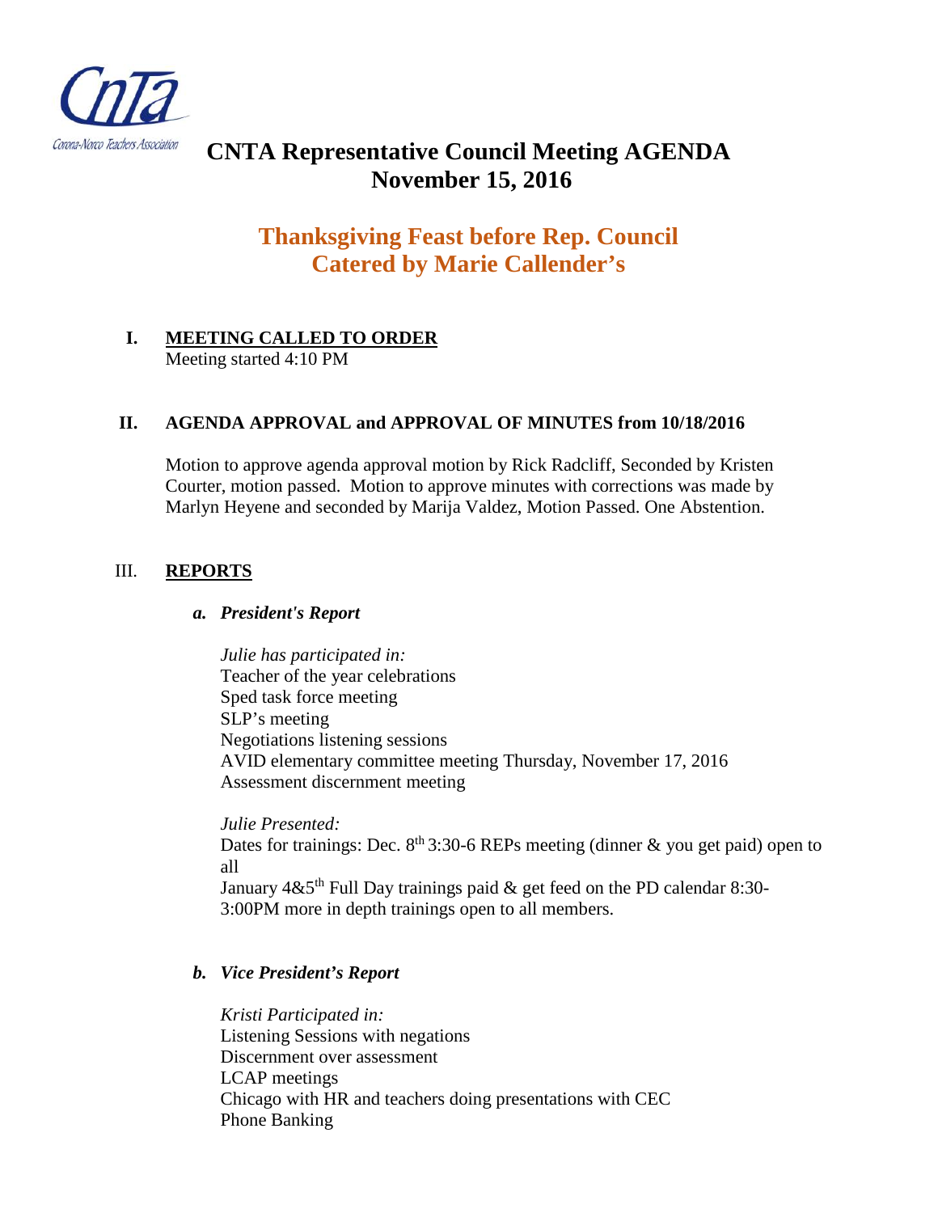Corona-Norco Teachers Association

# CNTA Representative Council Meeting AGENDA
# November 15, 2016

## Thanksgiving Feast before Rep. Council
## Catered by Marie Callender's

**I. MEETING CALLED TO ORDER**

Meeting started 4:10 PM

**II. AGENDA APPROVAL and APPROVAL OF MINUTES from 10/18/2016**

Motion to approve agenda approval motion by Rick Radcliff, Seconded by Kristen Courter, motion passed. Motion to approve minutes with corrections was made by Marlyn Heyene and seconded by Marija Valdez, Motion Passed. One Abstention.

III. **REPORTS**

***a. President's Report***

*Julie has participated in:*
Teacher of the year celebrations
Sped task force meeting
SLP's meeting
Negotiations listening sessions
AVID elementary committee meeting Thursday, November 17, 2016
Assessment discernment meeting

*Julie Presented:*
Dates for trainings: Dec. 8th 3:30-6 REPs meeting (dinner & you get paid) open to all
January 4&5th Full Day trainings paid & get feed on the PD calendar 8:30-3:00PM more in depth trainings open to all members.

***b. Vice President's Report***

*Kristi Participated in:*
Listening Sessions with negations
Discernment over assessment
LCAP meetings
Chicago with HR and teachers doing presentations with CEC
Phone Banking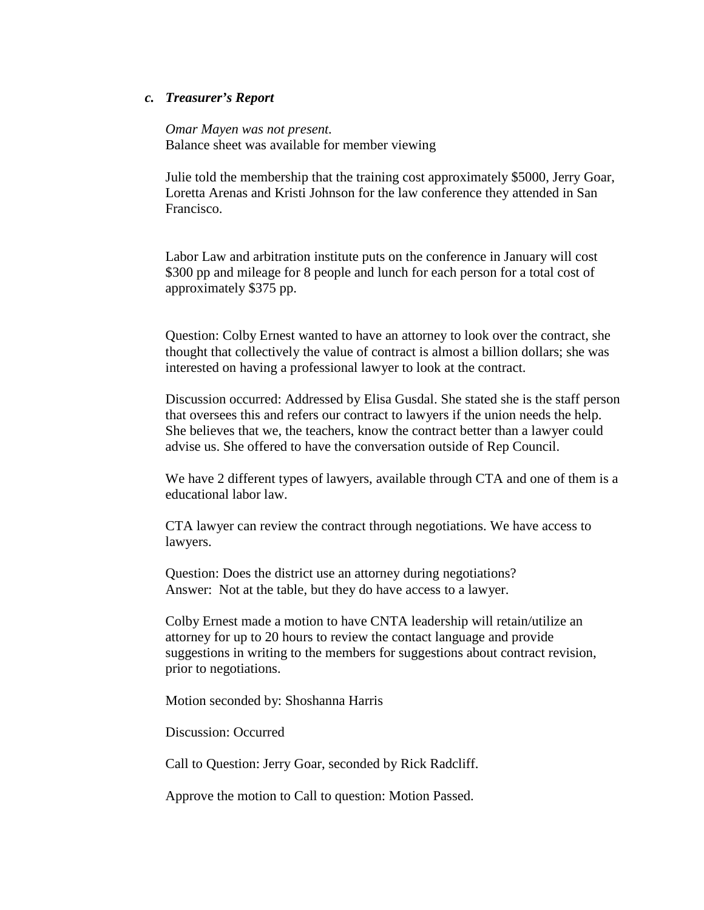### *c. Treasurer's Report*

*Omar Mayen was not present.*
Balance sheet was available for member viewing

Julie told the membership that the training cost approximately $5000, Jerry Goar, Loretta Arenas and Kristi Johnson for the law conference they attended in San Francisco.

Labor Law and arbitration institute puts on the conference in January will cost $300 pp and mileage for 8 people and lunch for each person for a total cost of approximately $375 pp.

Question: Colby Ernest wanted to have an attorney to look over the contract, she thought that collectively the value of contract is almost a billion dollars; she was interested on having a professional lawyer to look at the contract.

Discussion occurred: Addressed by Elisa Gusdal. She stated she is the staff person that oversees this and refers our contract to lawyers if the union needs the help. She believes that we, the teachers, know the contract better than a lawyer could advise us. She offered to have the conversation outside of Rep Council.

We have 2 different types of lawyers, available through CTA and one of them is a educational labor law.

CTA lawyer can review the contract through negotiations. We have access to lawyers.

Question: Does the district use an attorney during negotiations?
Answer: Not at the table, but they do have access to a lawyer.

Colby Ernest made a motion to have CNTA leadership will retain/utilize an attorney for up to 20 hours to review the contact language and provide suggestions in writing to the members for suggestions about contract revision, prior to negotiations.

Motion seconded by: Shoshanna Harris

Discussion: Occurred

Call to Question: Jerry Goar, seconded by Rick Radcliff.

Approve the motion to Call to question: Motion Passed.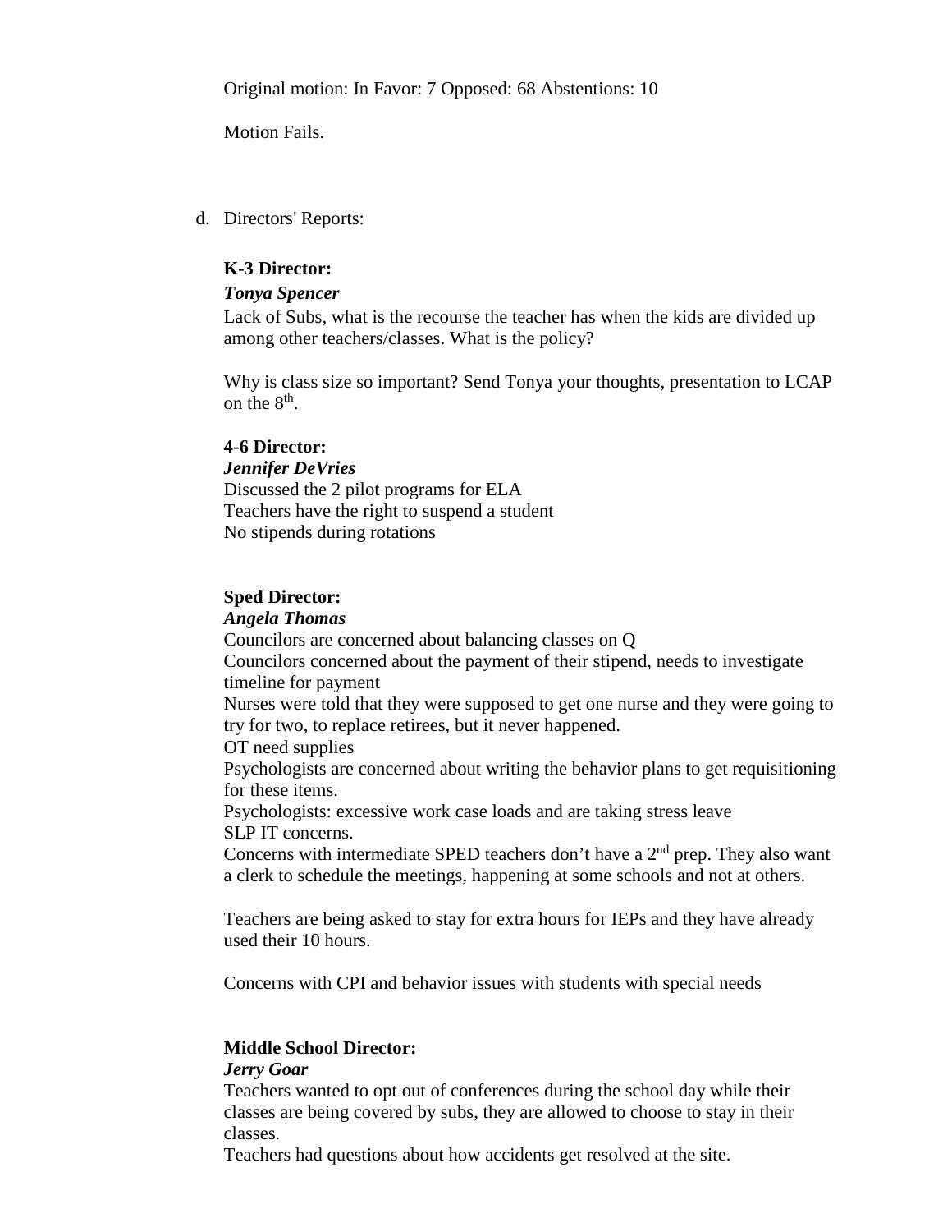Original motion: In Favor: 7 Opposed: 68 Abstentions: 10

Motion Fails.

d. Directors' Reports:

**K-3 Director:**

***Tonya Spencer***

Lack of Subs, what is the recourse the teacher has when the kids are divided up among other teachers/classes. What is the policy?

Why is class size so important? Send Tonya your thoughts, presentation to LCAP on the 8th.

**4-6 Director:**

***Jennifer DeVries***

Discussed the 2 pilot programs for ELA
Teachers have the right to suspend a student
No stipends during rotations

**Sped Director:**

***Angela Thomas***

Councilors are concerned about balancing classes on Q
Councilors concerned about the payment of their stipend, needs to investigate timeline for payment
Nurses were told that they were supposed to get one nurse and they were going to try for two, to replace retirees, but it never happened.
OT need supplies
Psychologists are concerned about writing the behavior plans to get requisitioning for these items.
Psychologists: excessive work case loads and are taking stress leave
SLP IT concerns.
Concerns with intermediate SPED teachers don't have a 2nd prep. They also want a clerk to schedule the meetings, happening at some schools and not at others.

Teachers are being asked to stay for extra hours for IEPs and they have already used their 10 hours.

Concerns with CPI and behavior issues with students with special needs

**Middle School Director:**

***Jerry Goar***

Teachers wanted to opt out of conferences during the school day while their classes are being covered by subs, they are allowed to choose to stay in their classes.
Teachers had questions about how accidents get resolved at the site.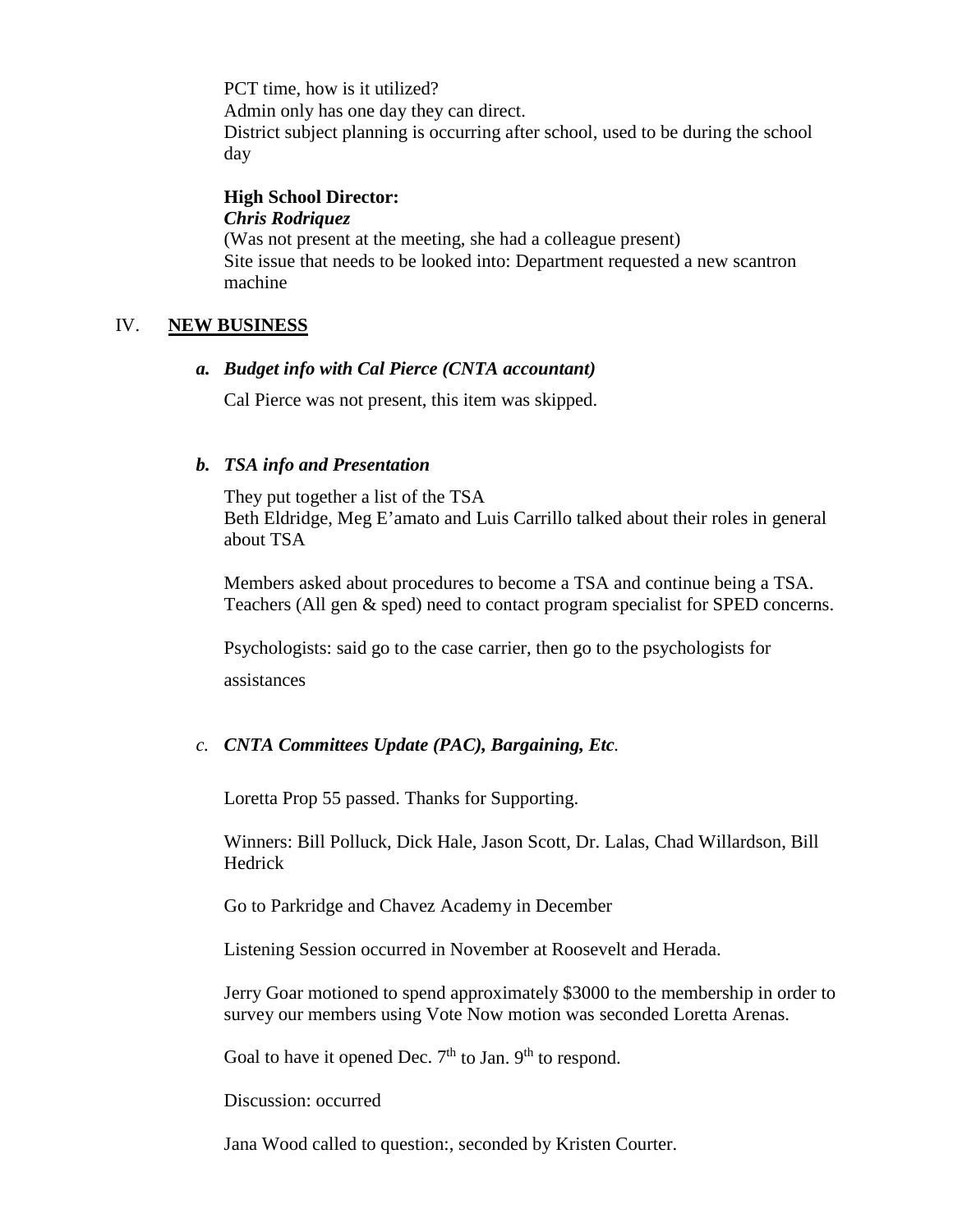PCT time, how is it utilized?
Admin only has one day they can direct.
District subject planning is occurring after school, used to be during the school day

**High School Director:**
***Chris Rodriquez***
(Was not present at the meeting, she had a colleague present)
Site issue that needs to be looked into: Department requested a new scantron machine

## IV. NEW BUSINESS

### *a. Budget info with Cal Pierce (CNTA accountant)*

Cal Pierce was not present, this item was skipped.

### *b. TSA info and Presentation*

They put together a list of the TSA
Beth Eldridge, Meg E'amato and Luis Carrillo talked about their roles in general about TSA

Members asked about procedures to become a TSA and continue being a TSA.
Teachers (All gen & sped) need to contact program specialist for SPED concerns.

Psychologists: said go to the case carrier, then go to the psychologists for assistances

### *c. CNTA Committees Update (PAC), Bargaining, Etc.*

Loretta Prop 55 passed. Thanks for Supporting.

Winners: Bill Polluck, Dick Hale, Jason Scott, Dr. Lalas, Chad Willardson, Bill Hedrick

Go to Parkridge and Chavez Academy in December

Listening Session occurred in November at Roosevelt and Herada.

Jerry Goar motioned to spend approximately $3000 to the membership in order to survey our members using Vote Now motion was seconded Loretta Arenas.

Goal to have it opened Dec. 7th to Jan. 9th to respond.

Discussion: occurred

Jana Wood called to question:, seconded by Kristen Courter.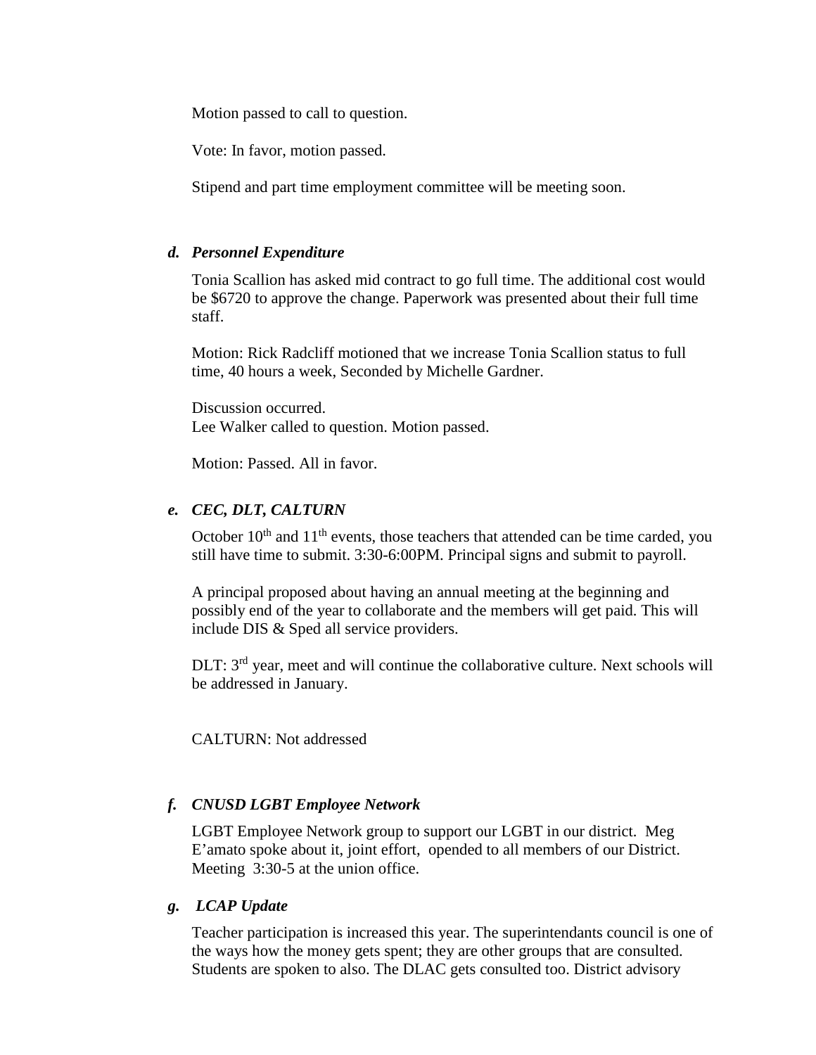Motion passed to call to question.

Vote: In favor, motion passed.

Stipend and part time employment committee will be meeting soon.

### d. *Personnel Expenditure*

Tonia Scallion has asked mid contract to go full time. The additional cost would be $6720 to approve the change. Paperwork was presented about their full time staff.

Motion: Rick Radcliff motioned that we increase Tonia Scallion status to full time, 40 hours a week, Seconded by Michelle Gardner.

Discussion occurred.
Lee Walker called to question. Motion passed.

Motion: Passed. All in favor.

### e. *CEC, DLT, CALTURN*

October 10th and 11th events, those teachers that attended can be time carded, you still have time to submit. 3:30-6:00PM. Principal signs and submit to payroll.

A principal proposed about having an annual meeting at the beginning and possibly end of the year to collaborate and the members will get paid. This will include DIS & Sped all service providers.

DLT: 3rd year, meet and will continue the collaborative culture. Next schools will be addressed in January.

CALTURN: Not addressed

### f. *CNUSD LGBT Employee Network*

LGBT Employee Network group to support our LGBT in our district. Meg E'amato spoke about it, joint effort, opended to all members of our District. Meeting 3:30-5 at the union office.

### g. *LCAP Update*

Teacher participation is increased this year. The superintendants council is one of the ways how the money gets spent; they are other groups that are consulted. Students are spoken to also. The DLAC gets consulted too. District advisory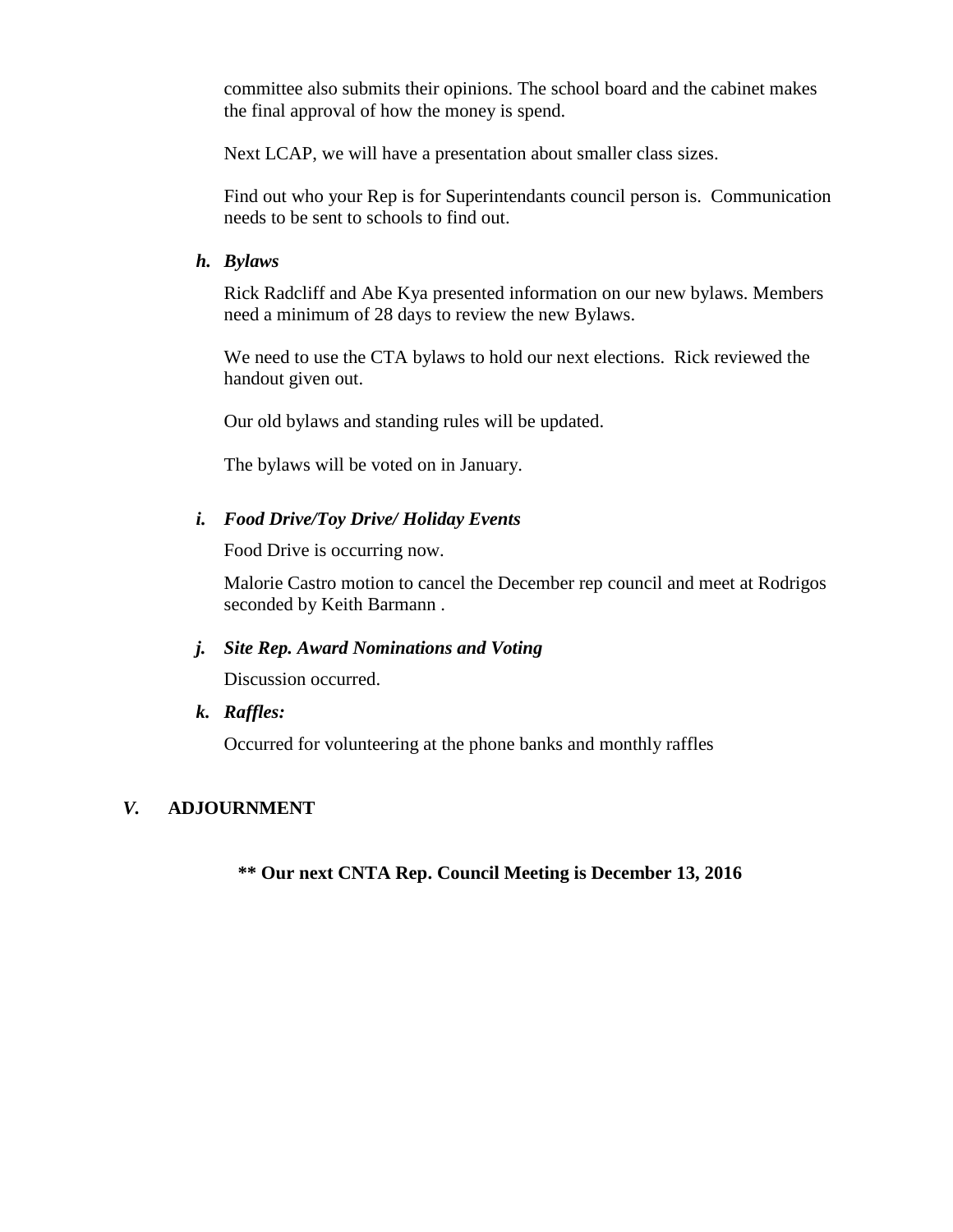committee also submits their opinions. The school board and the cabinet makes the final approval of how the money is spend.

Next LCAP, we will have a presentation about smaller class sizes.

Find out who your Rep is for Superintendants council person is. Communication needs to be sent to schools to find out.

### *h. Bylaws*

Rick Radcliff and Abe Kya presented information on our new bylaws. Members need a minimum of 28 days to review the new Bylaws.

We need to use the CTA bylaws to hold our next elections. Rick reviewed the handout given out.

Our old bylaws and standing rules will be updated.

The bylaws will be voted on in January.

### *i. Food Drive/Toy Drive/ Holiday Events*

Food Drive is occurring now.

Malorie Castro motion to cancel the December rep council and meet at Rodrigos seconded by Keith Barmann .

### *j. Site Rep. Award Nominations and Voting*

Discussion occurred.

### *k. Raffles:*

Occurred for volunteering at the phone banks and monthly raffles

## *V.* ADJOURNMENT

**** Our next CNTA Rep. Council Meeting is December 13, 2016**